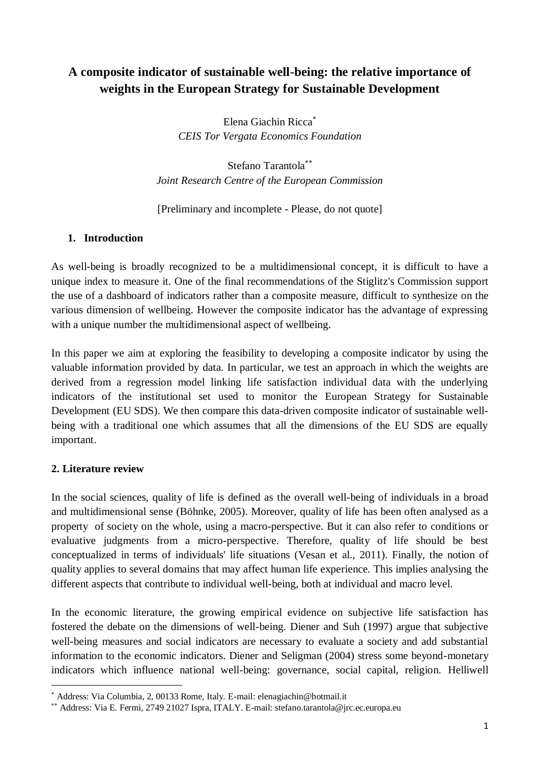# A composite indicator of sustainable well-being: the relative importance of weights in the European Strategy for Sustainable Development

Elena Giachin Ricca[*]
*CEIS Tor Vergata Economics Foundation*

Stefano Tarantola[**]
*Joint Research Centre of the European Commission*

[Preliminary and incomplete - Please, do not quote]

## 1. Introduction

As well-being is broadly recognized to be a multidimensional concept, it is difficult to have a unique index to measure it. One of the final recommendations of the Stiglitz's Commission support the use of a dashboard of indicators rather than a composite measure, difficult to synthesize on the various dimension of wellbeing. However the composite indicator has the advantage of expressing with a unique number the multidimensional aspect of wellbeing.

In this paper we aim at exploring the feasibility to developing a composite indicator by using the valuable information provided by data. In particular, we test an approach in which the weights are derived from a regression model linking life satisfaction individual data with the underlying indicators of the institutional set used to monitor the European Strategy for Sustainable Development (EU SDS). We then compare this data-driven composite indicator of sustainable well-being with a traditional one which assumes that all the dimensions of the EU SDS are equally important.

## 2. Literature review

In the social sciences, quality of life is defined as the overall well-being of individuals in a broad and multidimensional sense (Böhnke, 2005). Moreover, quality of life has been often analysed as a property of society on the whole, using a macro-perspective. But it can also refer to conditions or evaluative judgments from a micro-perspective. Therefore, quality of life should be best conceptualized in terms of individuals' life situations (Vesan et al., 2011). Finally, the notion of quality applies to several domains that may affect human life experience. This implies analysing the different aspects that contribute to individual well-being, both at individual and macro level.

In the economic literature, the growing empirical evidence on subjective life satisfaction has fostered the debate on the dimensions of well-being. Diener and Suh (1997) argue that subjective well-being measures and social indicators are necessary to evaluate a society and add substantial information to the economic indicators. Diener and Seligman (2004) stress some beyond-monetary indicators which influence national well-being: governance, social capital, religion. Helliwell

---

[*] Address: Via Columbia, 2, 00133 Rome, Italy. E-mail: elenagiachin@hotmail.it

[**] Address: Via E. Fermi, 2749 21027 Ispra, ITALY. E-mail: stefano.tarantola@jrc.ec.europa.eu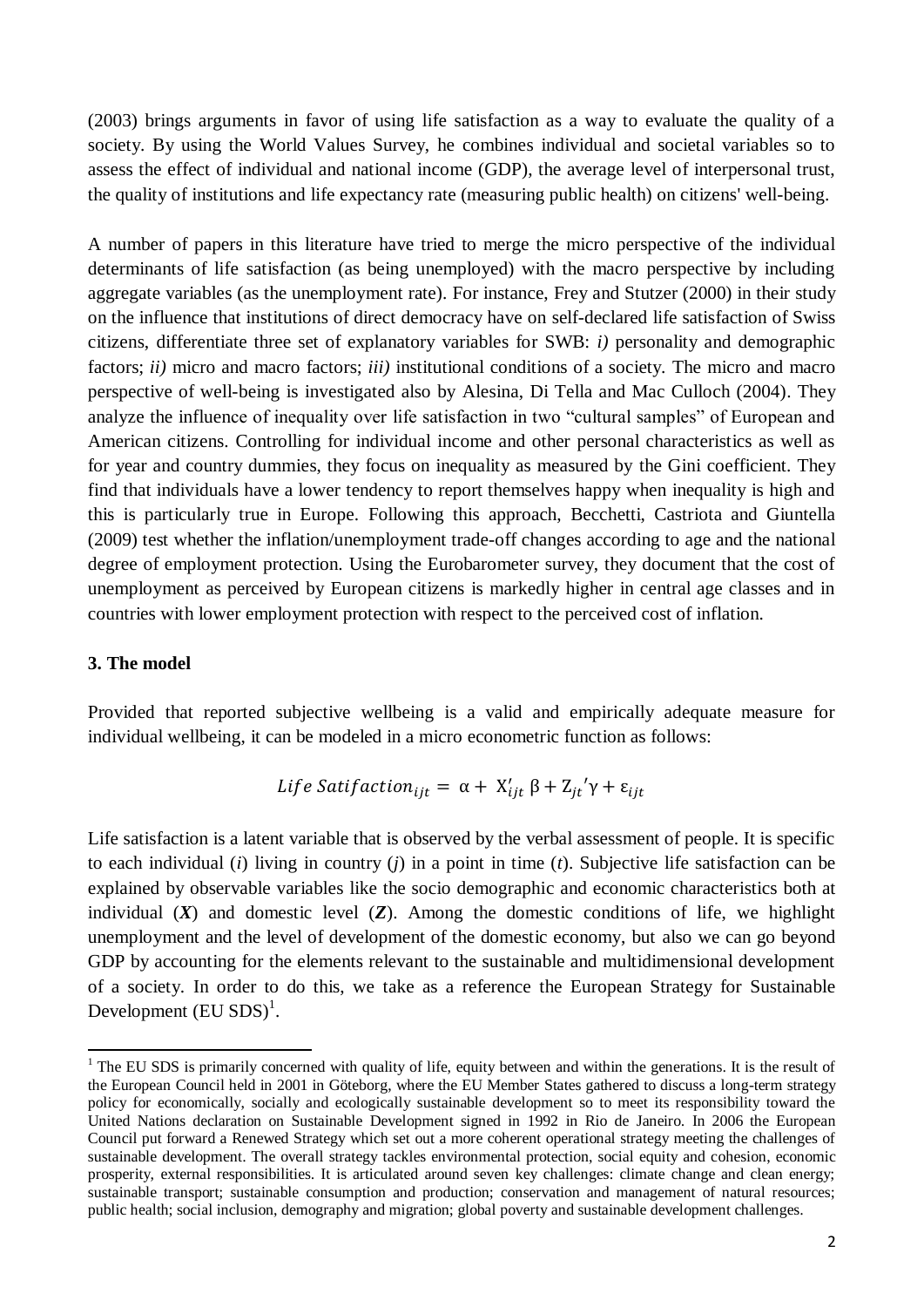(2003) brings arguments in favor of using life satisfaction as a way to evaluate the quality of a society. By using the World Values Survey, he combines individual and societal variables so to assess the effect of individual and national income (GDP), the average level of interpersonal trust, the quality of institutions and life expectancy rate (measuring public health) on citizens' well-being.

A number of papers in this literature have tried to merge the micro perspective of the individual determinants of life satisfaction (as being unemployed) with the macro perspective by including aggregate variables (as the unemployment rate). For instance, Frey and Stutzer (2000) in their study on the influence that institutions of direct democracy have on self-declared life satisfaction of Swiss citizens, differentiate three set of explanatory variables for SWB: *i)* personality and demographic factors; *ii)* micro and macro factors; *iii)* institutional conditions of a society. The micro and macro perspective of well-being is investigated also by Alesina, Di Tella and Mac Culloch (2004). They analyze the influence of inequality over life satisfaction in two "cultural samples" of European and American citizens. Controlling for individual income and other personal characteristics as well as for year and country dummies, they focus on inequality as measured by the Gini coefficient. They find that individuals have a lower tendency to report themselves happy when inequality is high and this is particularly true in Europe. Following this approach, Becchetti, Castriota and Giuntella (2009) test whether the inflation/unemployment trade-off changes according to age and the national degree of employment protection. Using the Eurobarometer survey, they document that the cost of unemployment as perceived by European citizens is markedly higher in central age classes and in countries with lower employment protection with respect to the perceived cost of inflation.

### 3. The model

Provided that reported subjective wellbeing is a valid and empirically adequate measure for individual wellbeing, it can be modeled in a micro econometric function as follows:

$$Life\ Satifaction_{ijt} = \alpha + X'_{ijt}\,\beta + Z_{jt}{}'\gamma + \varepsilon_{ijt}$$

Life satisfaction is a latent variable that is observed by the verbal assessment of people. It is specific to each individual (*i*) living in country (*j*) in a point in time (*t*). Subjective life satisfaction can be explained by observable variables like the socio demographic and economic characteristics both at individual (***X***) and domestic level (***Z***). Among the domestic conditions of life, we highlight unemployment and the level of development of the domestic economy, but also we can go beyond GDP by accounting for the elements relevant to the sustainable and multidimensional development of a society. In order to do this, we take as a reference the European Strategy for Sustainable Development (EU SDS)[1].

[1] The EU SDS is primarily concerned with quality of life, equity between and within the generations. It is the result of the European Council held in 2001 in Göteborg, where the EU Member States gathered to discuss a long-term strategy policy for economically, socially and ecologically sustainable development so to meet its responsibility toward the United Nations declaration on Sustainable Development signed in 1992 in Rio de Janeiro. In 2006 the European Council put forward a Renewed Strategy which set out a more coherent operational strategy meeting the challenges of sustainable development. The overall strategy tackles environmental protection, social equity and cohesion, economic prosperity, external responsibilities. It is articulated around seven key challenges: climate change and clean energy; sustainable transport; sustainable consumption and production; conservation and management of natural resources; public health; social inclusion, demography and migration; global poverty and sustainable development challenges.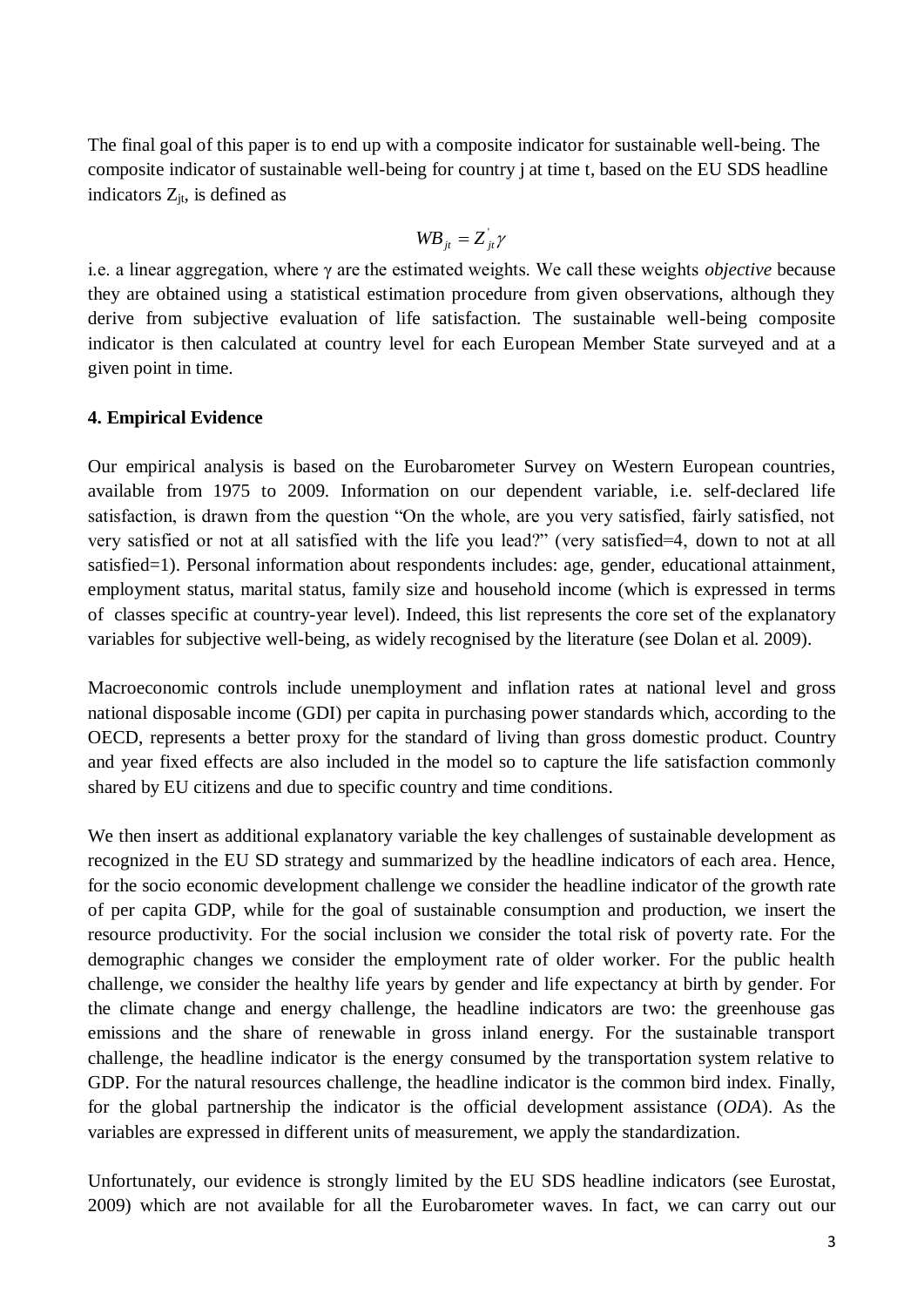The final goal of this paper is to end up with a composite indicator for sustainable well-being. The composite indicator of sustainable well-being for country j at time t, based on the EU SDS headline indicators $Z_{jt}$, is defined as

$$WB_{jt} = Z_{jt}^{'}\gamma$$

i.e. a linear aggregation, where γ are the estimated weights. We call these weights *objective* because they are obtained using a statistical estimation procedure from given observations, although they derive from subjective evaluation of life satisfaction. The sustainable well-being composite indicator is then calculated at country level for each European Member State surveyed and at a given point in time.

**4. Empirical Evidence**

Our empirical analysis is based on the Eurobarometer Survey on Western European countries, available from 1975 to 2009. Information on our dependent variable, i.e. self-declared life satisfaction, is drawn from the question "On the whole, are you very satisfied, fairly satisfied, not very satisfied or not at all satisfied with the life you lead?" (very satisfied=4, down to not at all satisfied=1). Personal information about respondents includes: age, gender, educational attainment, employment status, marital status, family size and household income (which is expressed in terms of classes specific at country-year level). Indeed, this list represents the core set of the explanatory variables for subjective well-being, as widely recognised by the literature (see Dolan et al. 2009).

Macroeconomic controls include unemployment and inflation rates at national level and gross national disposable income (GDI) per capita in purchasing power standards which, according to the OECD, represents a better proxy for the standard of living than gross domestic product. Country and year fixed effects are also included in the model so to capture the life satisfaction commonly shared by EU citizens and due to specific country and time conditions.

We then insert as additional explanatory variable the key challenges of sustainable development as recognized in the EU SD strategy and summarized by the headline indicators of each area. Hence, for the socio economic development challenge we consider the headline indicator of the growth rate of per capita GDP, while for the goal of sustainable consumption and production, we insert the resource productivity. For the social inclusion we consider the total risk of poverty rate. For the demographic changes we consider the employment rate of older worker. For the public health challenge, we consider the healthy life years by gender and life expectancy at birth by gender. For the climate change and energy challenge, the headline indicators are two: the greenhouse gas emissions and the share of renewable in gross inland energy. For the sustainable transport challenge, the headline indicator is the energy consumed by the transportation system relative to GDP. For the natural resources challenge, the headline indicator is the common bird index. Finally, for the global partnership the indicator is the official development assistance (*ODA*). As the variables are expressed in different units of measurement, we apply the standardization.

Unfortunately, our evidence is strongly limited by the EU SDS headline indicators (see Eurostat, 2009) which are not available for all the Eurobarometer waves. In fact, we can carry out our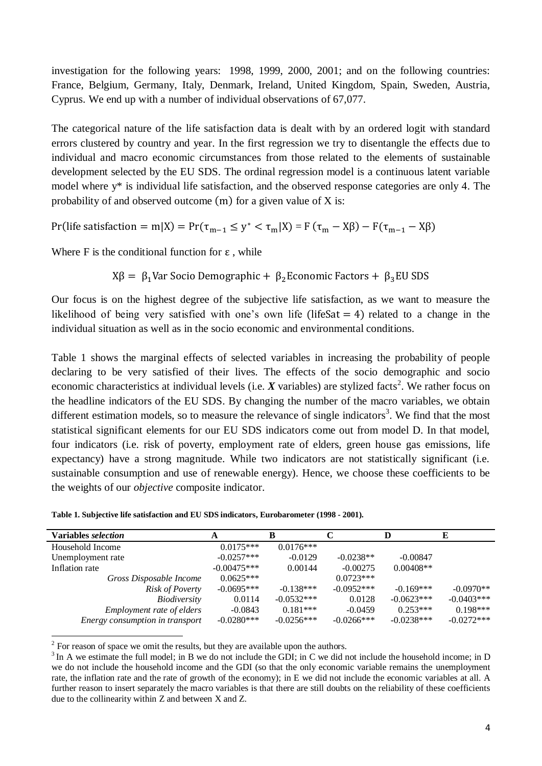investigation for the following years: 1998, 1999, 2000, 2001; and on the following countries: France, Belgium, Germany, Italy, Denmark, Ireland, United Kingdom, Spain, Sweden, Austria, Cyprus. We end up with a number of individual observations of 67,077.

The categorical nature of the life satisfaction data is dealt with by an ordered logit with standard errors clustered by country and year. In the first regression we try to disentangle the effects due to individual and macro economic circumstances from those related to the elements of sustainable development selected by the EU SDS. The ordinal regression model is a continuous latent variable model where y* is individual life satisfaction, and the observed response categories are only 4. The probability of and observed outcome (m) for a given value of X is:

$$\Pr(\text{life satisfaction} = m|X) = \Pr(\tau_{m-1} \leq y^{*} < \tau_m|X) = F(\tau_m - X\beta) - F(\tau_{m-1} - X\beta)$$

Where F is the conditional function for $\varepsilon$ , while

$$X\beta = \beta_1 \text{Var Socio Demographic} + \beta_2 \text{Economic Factors} + \beta_3 \text{EU SDS}$$

Our focus is on the highest degree of the subjective life satisfaction, as we want to measure the likelihood of being very satisfied with one's own life ($\text{lifeSat} = 4$) related to a change in the individual situation as well as in the socio economic and environmental conditions.

Table 1 shows the marginal effects of selected variables in increasing the probability of people declaring to be very satisfied of their lives. The effects of the socio demographic and socio economic characteristics at individual levels (i.e. ***X*** variables) are stylized facts[2]. We rather focus on the headline indicators of the EU SDS. By changing the number of the macro variables, we obtain different estimation models, so to measure the relevance of single indicators[3]. We find that the most statistical significant elements for our EU SDS indicators come out from model D. In that model, four indicators (i.e. risk of poverty, employment rate of elders, green house gas emissions, life expectancy) have a strong magnitude. While two indicators are not statistically significant (i.e. sustainable consumption and use of renewable energy). Hence, we choose these coefficients to be the weights of our *objective* composite indicator.

**Table 1. Subjective life satisfaction and EU SDS indicators, Eurobarometer (1998 - 2001).**

| **Variables *selection*** | **A** | **B** | **C** | **D** | **E** |
|---|---|---|---|---|---|
| Household Income | 0.0175*** | 0.0176*** | | | |
| Unemployment rate | -0.0257*** | -0.0129 | -0.0238** | -0.00847 | |
| Inflation rate | -0.00475*** | 0.00144 | -0.00275 | 0.00408** | |
| *Gross Disposable Income* | 0.0625*** | | 0.0723*** | | |
| *Risk of Poverty* | -0.0695*** | -0.138*** | -0.0952*** | -0.169*** | -0.0970** |
| *Biodiversity* | 0.0114 | -0.0532*** | 0.0128 | -0.0623*** | -0.0403*** |
| *Employment rate of elders* | -0.0843 | 0.181*** | -0.0459 | 0.253*** | 0.198*** |
| *Energy consumption in transport* | -0.0280*** | -0.0256*** | -0.0266*** | -0.0238*** | -0.0272*** |

[2] For reason of space we omit the results, but they are available upon the authors.

[3] In A we estimate the full model; in B we do not include the GDI; in C we did not include the household income; in D we do not include the household income and the GDI (so that the only economic variable remains the unemployment rate, the inflation rate and the rate of growth of the economy); in E we did not include the economic variables at all. A further reason to insert separately the macro variables is that there are still doubts on the reliability of these coefficients due to the collinearity within Z and between X and Z.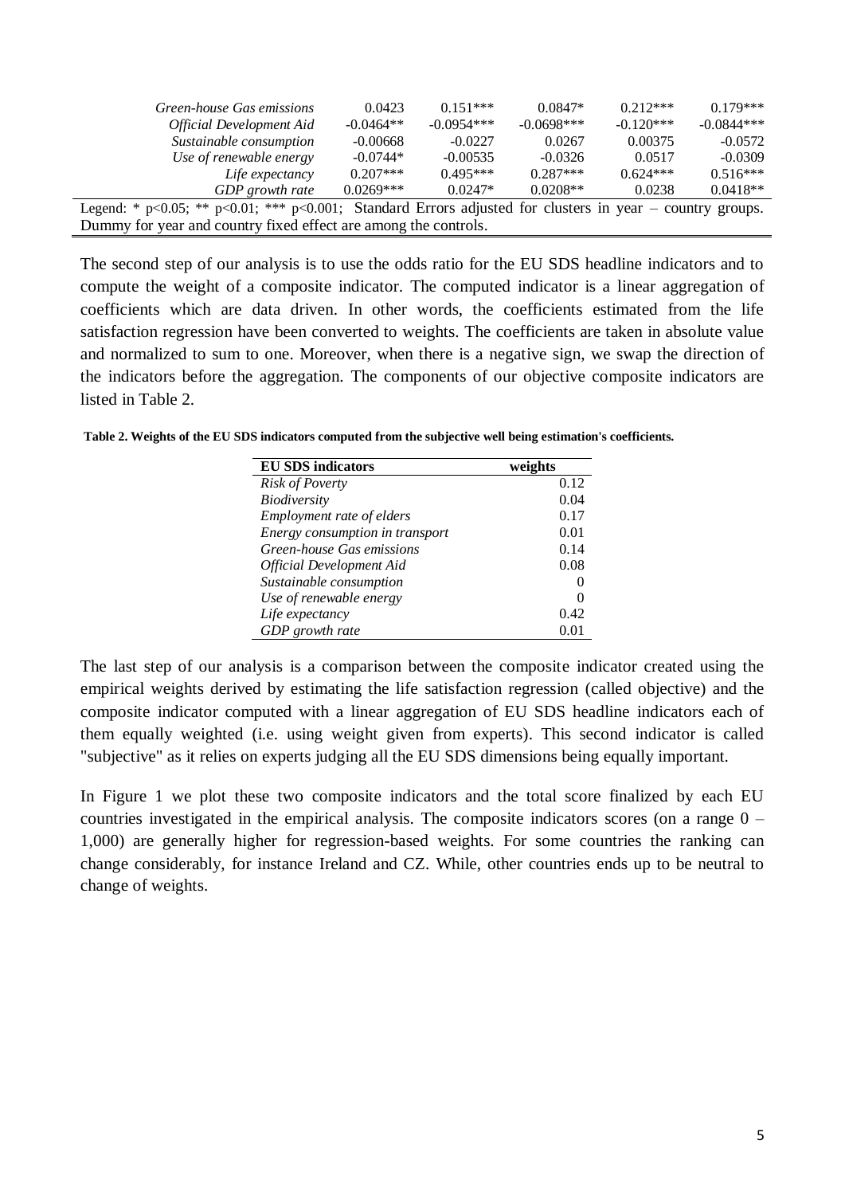| | | | | | |
|---|---|---|---|---|---|
| *Green-house Gas emissions* | 0.0423 | 0.151*** | 0.0847* | 0.212*** | 0.179*** |
| *Official Development Aid* | -0.0464** | -0.0954*** | -0.0698*** | -0.120*** | -0.0844*** |
| *Sustainable consumption* | -0.00668 | -0.0227 | 0.0267 | 0.00375 | -0.0572 |
| *Use of renewable energy* | -0.0744* | -0.00535 | -0.0326 | 0.0517 | -0.0309 |
| *Life expectancy* | 0.207*** | 0.495*** | 0.287*** | 0.624*** | 0.516*** |
| *GDP growth rate* | 0.0269*** | 0.0247* | 0.0208** | 0.0238 | 0.0418** |

Legend: * $p<0.05$; ** $p<0.01$; *** $p<0.001$; Standard Errors adjusted for clusters in year – country groups. Dummy for year and country fixed effect are among the controls.

The second step of our analysis is to use the odds ratio for the EU SDS headline indicators and to compute the weight of a composite indicator. The computed indicator is a linear aggregation of coefficients which are data driven. In other words, the coefficients estimated from the life satisfaction regression have been converted to weights. The coefficients are taken in absolute value and normalized to sum to one. Moreover, when there is a negative sign, we swap the direction of the indicators before the aggregation. The components of our objective composite indicators are listed in Table 2.

**Table 2. Weights of the EU SDS indicators computed from the subjective well being estimation's coefficients.**

| EU SDS indicators | weights |
|---|---|
| *Risk of Poverty* | 0.12 |
| *Biodiversity* | 0.04 |
| *Employment rate of elders* | 0.17 |
| *Energy consumption in transport* | 0.01 |
| *Green-house Gas emissions* | 0.14 |
| *Official Development Aid* | 0.08 |
| *Sustainable consumption* | 0 |
| *Use of renewable energy* | 0 |
| *Life expectancy* | 0.42 |
| *GDP growth rate* | 0.01 |

The last step of our analysis is a comparison between the composite indicator created using the empirical weights derived by estimating the life satisfaction regression (called objective) and the composite indicator computed with a linear aggregation of EU SDS headline indicators each of them equally weighted (i.e. using weight given from experts). This second indicator is called "subjective" as it relies on experts judging all the EU SDS dimensions being equally important.

In Figure 1 we plot these two composite indicators and the total score finalized by each EU countries investigated in the empirical analysis. The composite indicators scores (on a range 0 – 1,000) are generally higher for regression-based weights. For some countries the ranking can change considerably, for instance Ireland and CZ. While, other countries ends up to be neutral to change of weights.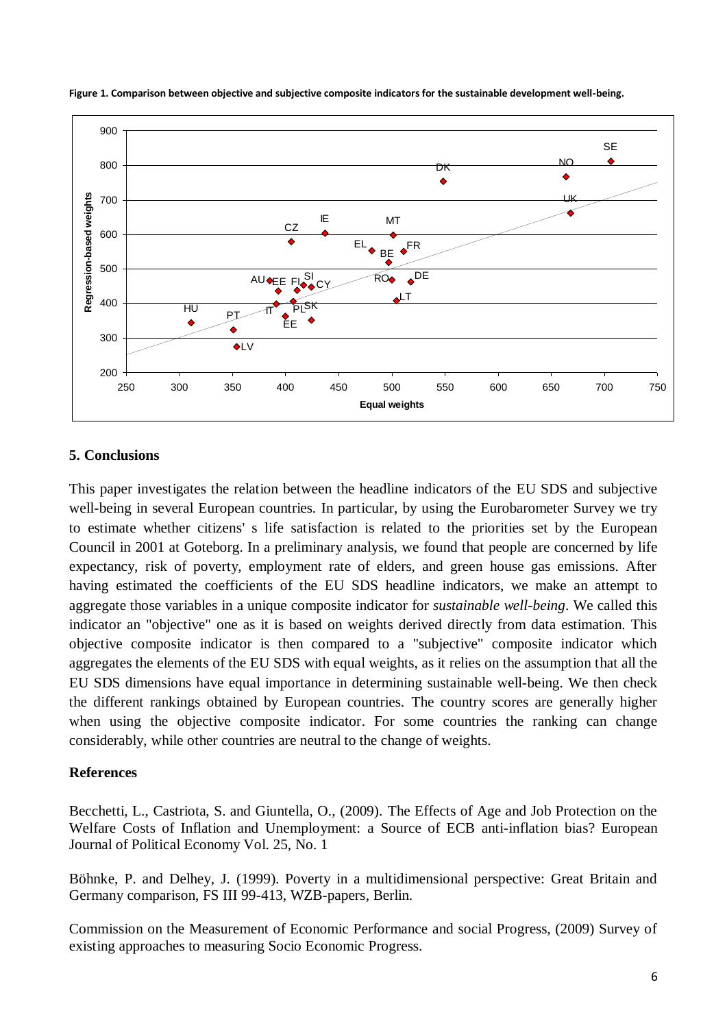**Figure 1. Comparison between objective and subjective composite indicators for the sustainable development well-being.**

## 5. Conclusions

This paper investigates the relation between the headline indicators of the EU SDS and subjective well-being in several European countries. In particular, by using the Eurobarometer Survey we try to estimate whether citizens' s life satisfaction is related to the priorities set by the European Council in 2001 at Goteborg. In a preliminary analysis, we found that people are concerned by life expectancy, risk of poverty, employment rate of elders, and green house gas emissions. After having estimated the coefficients of the EU SDS headline indicators, we make an attempt to aggregate those variables in a unique composite indicator for *sustainable well-being*. We called this indicator an "objective" one as it is based on weights derived directly from data estimation. This objective composite indicator is then compared to a "subjective" composite indicator which aggregates the elements of the EU SDS with equal weights, as it relies on the assumption that all the EU SDS dimensions have equal importance in determining sustainable well-being. We then check the different rankings obtained by European countries. The country scores are generally higher when using the objective composite indicator. For some countries the ranking can change considerably, while other countries are neutral to the change of weights.

## References

Becchetti, L., Castriota, S. and Giuntella, O., (2009). The Effects of Age and Job Protection on the Welfare Costs of Inflation and Unemployment: a Source of ECB anti-inflation bias? European Journal of Political Economy Vol. 25, No. 1

Böhnke, P. and Delhey, J. (1999). Poverty in a multidimensional perspective: Great Britain and Germany comparison, FS III 99-413, WZB-papers, Berlin.

Commission on the Measurement of Economic Performance and social Progress, (2009) Survey of existing approaches to measuring Socio Economic Progress.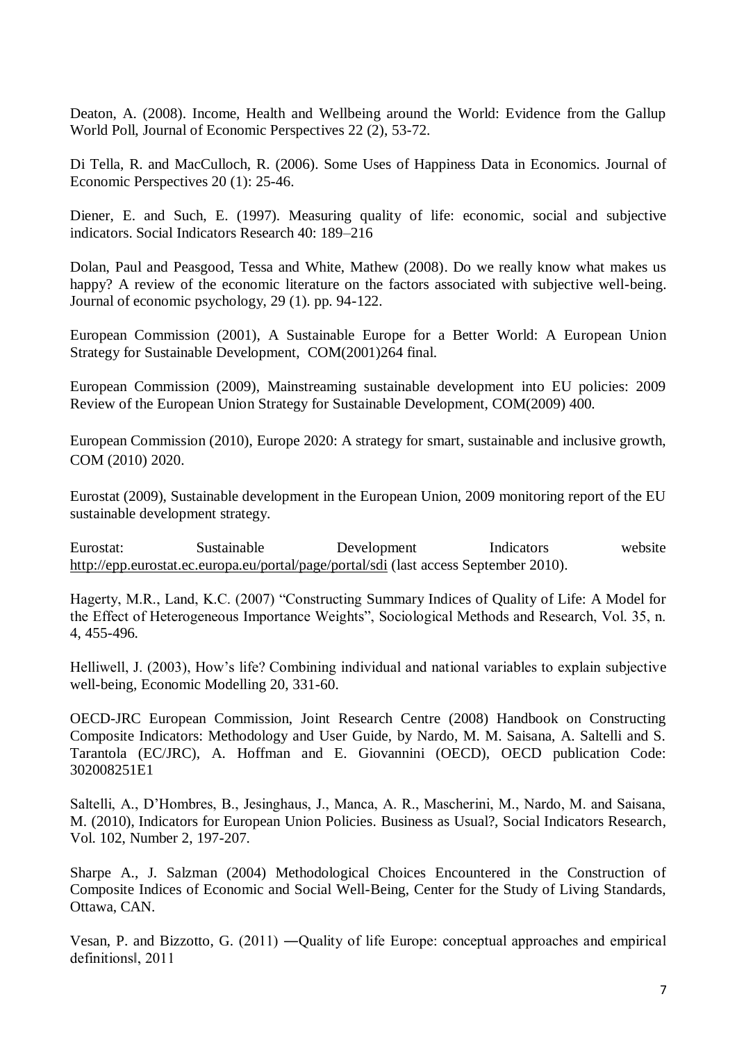Deaton, A. (2008). Income, Health and Wellbeing around the World: Evidence from the Gallup World Poll, Journal of Economic Perspectives 22 (2), 53-72.

Di Tella, R. and MacCulloch, R. (2006). Some Uses of Happiness Data in Economics. Journal of Economic Perspectives 20 (1): 25-46.

Diener, E. and Such, E. (1997). Measuring quality of life: economic, social and subjective indicators. Social Indicators Research 40: 189–216

Dolan, Paul and Peasgood, Tessa and White, Mathew (2008). Do we really know what makes us happy? A review of the economic literature on the factors associated with subjective well-being. Journal of economic psychology, 29 (1). pp. 94-122.

European Commission (2001), A Sustainable Europe for a Better World: A European Union Strategy for Sustainable Development, COM(2001)264 final.

European Commission (2009), Mainstreaming sustainable development into EU policies: 2009 Review of the European Union Strategy for Sustainable Development, COM(2009) 400.

European Commission (2010), Europe 2020: A strategy for smart, sustainable and inclusive growth, COM (2010) 2020.

Eurostat (2009), Sustainable development in the European Union, 2009 monitoring report of the EU sustainable development strategy.

Eurostat: Sustainable Development Indicators website http://epp.eurostat.ec.europa.eu/portal/page/portal/sdi (last access September 2010).

Hagerty, M.R., Land, K.C. (2007) "Constructing Summary Indices of Quality of Life: A Model for the Effect of Heterogeneous Importance Weights", Sociological Methods and Research, Vol. 35, n. 4, 455-496.

Helliwell, J. (2003), How's life? Combining individual and national variables to explain subjective well-being, Economic Modelling 20, 331-60.

OECD-JRC European Commission, Joint Research Centre (2008) Handbook on Constructing Composite Indicators: Methodology and User Guide, by Nardo, M. M. Saisana, A. Saltelli and S. Tarantola (EC/JRC), A. Hoffman and E. Giovannini (OECD), OECD publication Code: 302008251E1

Saltelli, A., D'Hombres, B., Jesinghaus, J., Manca, A. R., Mascherini, M., Nardo, M. and Saisana, M. (2010), Indicators for European Union Policies. Business as Usual?, Social Indicators Research, Vol. 102, Number 2, 197-207.

Sharpe A., J. Salzman (2004) Methodological Choices Encountered in the Construction of Composite Indices of Economic and Social Well-Being, Center for the Study of Living Standards, Ottawa, CAN.

Vesan, P. and Bizzotto, G. (2011) ―Quality of life Europe: conceptual approaches and empirical definitions‖, 2011